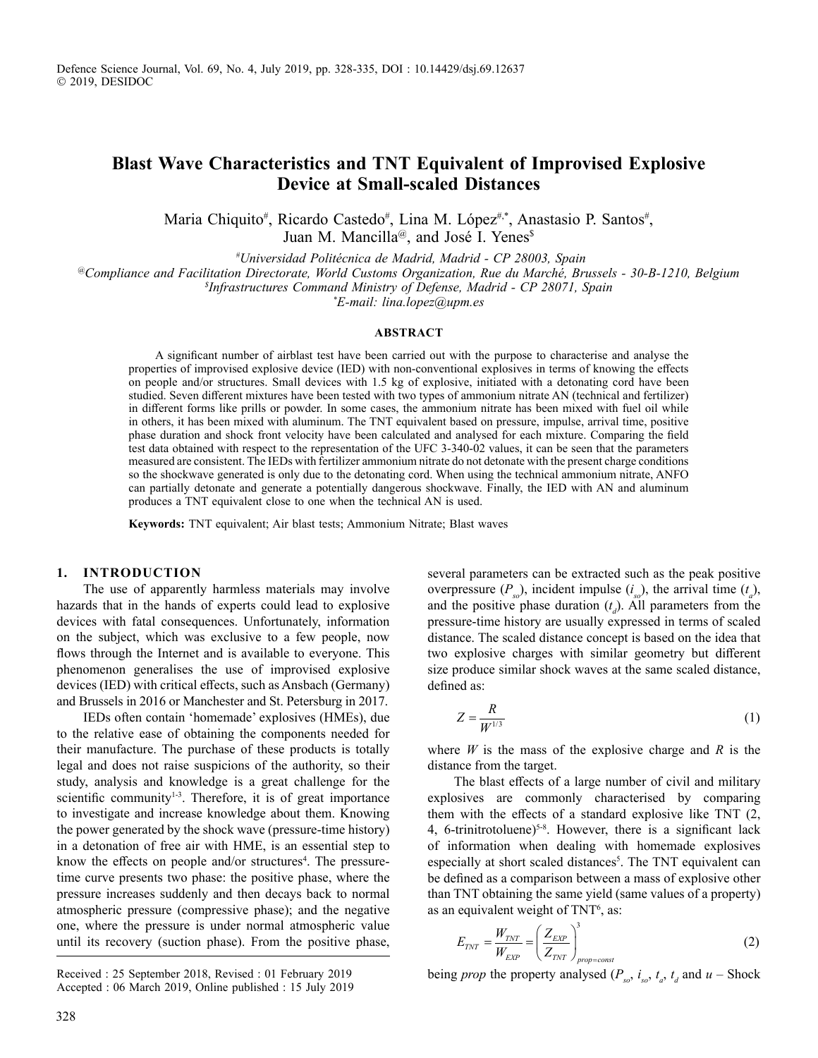Defence Science Journal, Vol. 69, No. 4, July 2019, pp. 328-335, DOI : 10.14429/dsj.69.12637
© 2019, DESIDOC

# Blast Wave Characteristics and TNT Equivalent of Improvised Explosive Device at Small-scaled Distances

Maria Chiquito[#], Ricardo Castedo[#], Lina M. López[#,*], Anastasio P. Santos[#], Juan M. Mancilla[@], and José I. Yenes[$]

[#]Universidad Politécnica de Madrid, Madrid - CP 28003, Spain
[@]Compliance and Facilitation Directorate, World Customs Organization, Rue du Marché, Brussels - 30-B-1210, Belgium
[$]Infrastructures Command Ministry of Defense, Madrid - CP 28071, Spain
[*]E-mail: lina.lopez@upm.es

## ABSTRACT

A significant number of airblast test have been carried out with the purpose to characterise and analyse the properties of improvised explosive device (IED) with non-conventional explosives in terms of knowing the effects on people and/or structures. Small devices with 1.5 kg of explosive, initiated with a detonating cord have been studied. Seven different mixtures have been tested with two types of ammonium nitrate AN (technical and fertilizer) in different forms like prills or powder. In some cases, the ammonium nitrate has been mixed with fuel oil while in others, it has been mixed with aluminum. The TNT equivalent based on pressure, impulse, arrival time, positive phase duration and shock front velocity have been calculated and analysed for each mixture. Comparing the field test data obtained with respect to the representation of the UFC 3-340-02 values, it can be seen that the parameters measured are consistent. The IEDs with fertilizer ammonium nitrate do not detonate with the present charge conditions so the shockwave generated is only due to the detonating cord. When using the technical ammonium nitrate, ANFO can partially detonate and generate a potentially dangerous shockwave. Finally, the IED with AN and aluminum produces a TNT equivalent close to one when the technical AN is used.

**Keywords:** TNT equivalent; Air blast tests; Ammonium Nitrate; Blast waves

## 1. INTRODUCTION

The use of apparently harmless materials may involve hazards that in the hands of experts could lead to explosive devices with fatal consequences. Unfortunately, information on the subject, which was exclusive to a few people, now flows through the Internet and is available to everyone. This phenomenon generalises the use of improvised explosive devices (IED) with critical effects, such as Ansbach (Germany) and Brussels in 2016 or Manchester and St. Petersburg in 2017.

IEDs often contain 'homemade' explosives (HMEs), due to the relative ease of obtaining the components needed for their manufacture. The purchase of these products is totally legal and does not raise suspicions of the authority, so their study, analysis and knowledge is a great challenge for the scientific community[1-3]. Therefore, it is of great importance to investigate and increase knowledge about them. Knowing the power generated by the shock wave (pressure-time history) in a detonation of free air with HME, is an essential step to know the effects on people and/or structures[4]. The pressure-time curve presents two phase: the positive phase, where the pressure increases suddenly and then decays back to normal atmospheric pressure (compressive phase); and the negative one, where the pressure is under normal atmospheric value until its recovery (suction phase). From the positive phase, several parameters can be extracted such as the peak positive overpressure ($P_{so}$), incident impulse ($i_{so}$), the arrival time ($t_a$), and the positive phase duration ($t_d$). All parameters from the pressure-time history are usually expressed in terms of scaled distance. The scaled distance concept is based on the idea that two explosive charges with similar geometry but different size produce similar shock waves at the same scaled distance, defined as:

$$Z = \frac{R}{W^{1/3}} \tag{1}$$

where $W$ is the mass of the explosive charge and $R$ is the distance from the target.

The blast effects of a large number of civil and military explosives are commonly characterised by comparing them with the effects of a standard explosive like TNT (2, 4, 6-trinitrotoluene)[5-8]. However, there is a significant lack of information when dealing with homemade explosives especially at short scaled distances[5]. The TNT equivalent can be defined as a comparison between a mass of explosive other than TNT obtaining the same yield (same values of a property) as an equivalent weight of TNT[6], as:

$$E_{TNT} = \frac{W_{TNT}}{W_{EXP}} = \left(\frac{Z_{EXP}}{Z_{TNT}}\right)^3_{prop=const} \tag{2}$$

being *prop* the property analysed ($P_{so}$, $i_{so}$, $t_a$, $t_d$ and $u$ – Shock

Received : 25 September 2018, Revised : 01 February 2019
Accepted : 06 March 2019, Online published : 15 July 2019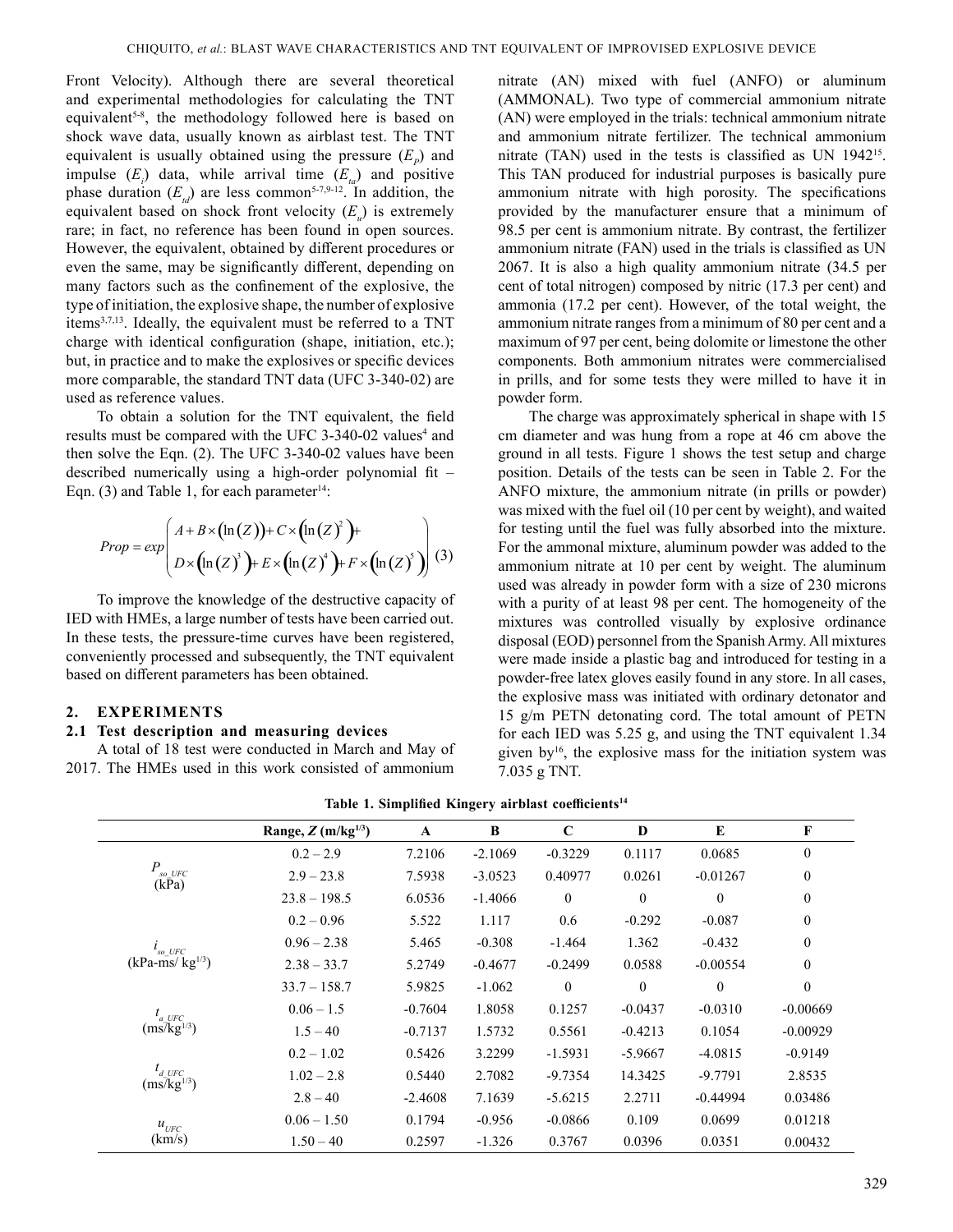Front Velocity). Although there are several theoretical and experimental methodologies for calculating the TNT equivalent[5-8], the methodology followed here is based on shock wave data, usually known as airblast test. The TNT equivalent is usually obtained using the pressure ($E_p$) and impulse ($E_i$) data, while arrival time ($E_{ta}$) and positive phase duration ($E_{td}$) are less common[5-7,9-12]. In addition, the equivalent based on shock front velocity ($E_u$) is extremely rare; in fact, no reference has been found in open sources. However, the equivalent, obtained by different procedures or even the same, may be significantly different, depending on many factors such as the confinement of the explosive, the type of initiation, the explosive shape, the number of explosive items[3,7,13]. Ideally, the equivalent must be referred to a TNT charge with identical configuration (shape, initiation, etc.); but, in practice and to make the explosives or specific devices more comparable, the standard TNT data (UFC 3-340-02) are used as reference values.

To obtain a solution for the TNT equivalent, the field results must be compared with the UFC 3-340-02 values[4] and then solve the Eqn. (2). The UFC 3-340-02 values have been described numerically using a high-order polynomial fit – Eqn. (3) and Table 1, for each parameter[14]:

$$Prop = exp\left(\begin{array}{l} A + B\times(\ln(Z)) + C\times\left(\ln(Z)^2\right) + \\ D\times\left(\ln(Z)^3\right) + E\times\left(\ln(Z)^4\right) + F\times\left(\ln(Z)^5\right) \end{array}\right) \quad (3)$$

To improve the knowledge of the destructive capacity of IED with HMEs, a large number of tests have been carried out. In these tests, the pressure-time curves have been registered, conveniently processed and subsequently, the TNT equivalent based on different parameters has been obtained.

## 2. EXPERIMENTS

### 2.1 Test description and measuring devices

A total of 18 test were conducted in March and May of 2017. The HMEs used in this work consisted of ammonium nitrate (AN) mixed with fuel (ANFO) or aluminum (AMMONAL). Two type of commercial ammonium nitrate (AN) were employed in the trials: technical ammonium nitrate and ammonium nitrate fertilizer. The technical ammonium nitrate (TAN) used in the tests is classified as UN 1942[15]. This TAN produced for industrial purposes is basically pure ammonium nitrate with high porosity. The specifications provided by the manufacturer ensure that a minimum of 98.5 per cent is ammonium nitrate. By contrast, the fertilizer ammonium nitrate (FAN) used in the trials is classified as UN 2067. It is also a high quality ammonium nitrate (34.5 per cent of total nitrogen) composed by nitric (17.3 per cent) and ammonia (17.2 per cent). However, of the total weight, the ammonium nitrate ranges from a minimum of 80 per cent and a maximum of 97 per cent, being dolomite or limestone the other components. Both ammonium nitrates were commercialised in prills, and for some tests they were milled to have it in powder form.

The charge was approximately spherical in shape with 15 cm diameter and was hung from a rope at 46 cm above the ground in all tests. Figure 1 shows the test setup and charge position. Details of the tests can be seen in Table 2. For the ANFO mixture, the ammonium nitrate (in prills or powder) was mixed with the fuel oil (10 per cent by weight), and waited for testing until the fuel was fully absorbed into the mixture. For the ammonal mixture, aluminum powder was added to the ammonium nitrate at 10 per cent by weight. The aluminum used was already in powder form with a size of 230 microns with a purity of at least 98 per cent. The homogeneity of the mixtures was controlled visually by explosive ordinance disposal (EOD) personnel from the Spanish Army. All mixtures were made inside a plastic bag and introduced for testing in a powder-free latex gloves easily found in any store. In all cases, the explosive mass was initiated with ordinary detonator and 15 g/m PETN detonating cord. The total amount of PETN for each IED was 5.25 g, and using the TNT equivalent 1.34 given by[16], the explosive mass for the initiation system was 7.035 g TNT.

**Table 1. Simplified Kingery airblast coefficients[14]**

| | Range, $Z$ (m/kg$^{1/3}$) | A | B | C | D | E | F |
|---|---|---|---|---|---|---|---|
| $P_{so\_UFC}$ (kPa) | 0.2 – 2.9 | 7.2106 | -2.1069 | -0.3229 | 0.1117 | 0.0685 | 0 |
| | 2.9 – 23.8 | 7.5938 | -3.0523 | 0.40977 | 0.0261 | -0.01267 | 0 |
| | 23.8 – 198.5 | 6.0536 | -1.4066 | 0 | 0 | 0 | 0 |
| $i_{so\_UFC}$ (kPa-ms/ kg$^{1/3}$) | 0.2 – 0.96 | 5.522 | 1.117 | 0.6 | -0.292 | -0.087 | 0 |
| | 0.96 – 2.38 | 5.465 | -0.308 | -1.464 | 1.362 | -0.432 | 0 |
| | 2.38 – 33.7 | 5.2749 | -0.4677 | -0.2499 | 0.0588 | -0.00554 | 0 |
| | 33.7 – 158.7 | 5.9825 | -1.062 | 0 | 0 | 0 | 0 |
| $t_{a\_UFC}$ (ms/kg$^{1/3}$) | 0.06 – 1.5 | -0.7604 | 1.8058 | 0.1257 | -0.0437 | -0.0310 | -0.00669 |
| | 1.5 – 40 | -0.7137 | 1.5732 | 0.5561 | -0.4213 | 0.1054 | -0.00929 |
| $t_{d\_UFC}$ (ms/kg$^{1/3}$) | 0.2 – 1.02 | 0.5426 | 3.2299 | -1.5931 | -5.9667 | -4.0815 | -0.9149 |
| | 1.02 – 2.8 | 0.5440 | 2.7082 | -9.7354 | 14.3425 | -9.7791 | 2.8535 |
| | 2.8 – 40 | -2.4608 | 7.1639 | -5.6215 | 2.2711 | -0.44994 | 0.03486 |
| $u_{UFC}$ (km/s) | 0.06 – 1.50 | 0.1794 | -0.956 | -0.0866 | 0.109 | 0.0699 | 0.01218 |
| | 1.50 – 40 | 0.2597 | -1.326 | 0.3767 | 0.0396 | 0.0351 | 0.00432 |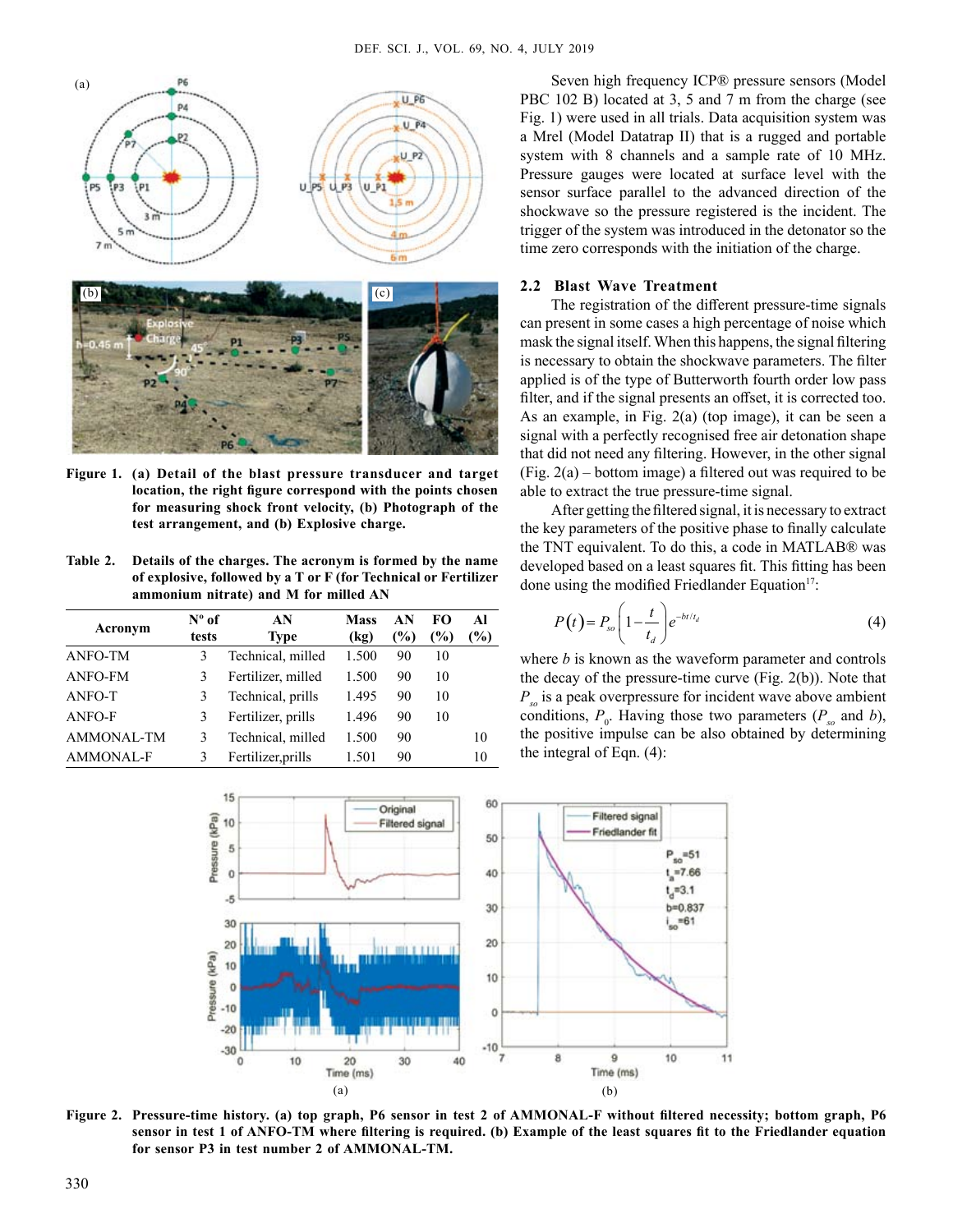Figure 1. (a) Detail of the blast pressure transducer and target location, the right figure correspond with the points chosen for measuring shock front velocity, (b) Photograph of the test arrangement, and (b) Explosive charge.

Table 2. Details of the charges. The acronym is formed by the name of explosive, followed by a T or F (for Technical or Fertilizer ammonium nitrate) and M for milled AN

| Acronym | Nº of tests | AN Type | Mass (kg) | AN (%) | FO (%) | Al (%) |
|---|---|---|---|---|---|---|
| ANFO-TM | 3 | Technical, milled | 1.500 | 90 | 10 | |
| ANFO-FM | 3 | Fertilizer, milled | 1.500 | 90 | 10 | |
| ANFO-T | 3 | Technical, prills | 1.495 | 90 | 10 | |
| ANFO-F | 3 | Fertilizer, prills | 1.496 | 90 | 10 | |
| AMMONAL-TM | 3 | Technical, milled | 1.500 | 90 | | 10 |
| AMMONAL-F | 3 | Fertilizer,prills | 1.501 | 90 | | 10 |

Seven high frequency ICP® pressure sensors (Model PBC 102 B) located at 3, 5 and 7 m from the charge (see Fig. 1) were used in all trials. Data acquisition system was a Mrel (Model Datatrap II) that is a rugged and portable system with 8 channels and a sample rate of 10 MHz. Pressure gauges were located at surface level with the sensor surface parallel to the advanced direction of the shockwave so the pressure registered is the incident. The trigger of the system was introduced in the detonator so the time zero corresponds with the initiation of the charge.

## 2.2 Blast Wave Treatment

The registration of the different pressure-time signals can present in some cases a high percentage of noise which mask the signal itself. When this happens, the signal filtering is necessary to obtain the shockwave parameters. The filter applied is of the type of Butterworth fourth order low pass filter, and if the signal presents an offset, it is corrected too. As an example, in Fig. 2(a) (top image), it can be seen a signal with a perfectly recognised free air detonation shape that did not need any filtering. However, in the other signal (Fig. 2(a) – bottom image) a filtered out was required to be able to extract the true pressure-time signal.

After getting the filtered signal, it is necessary to extract the key parameters of the positive phase to finally calculate the TNT equivalent. To do this, a code in MATLAB® was developed based on a least squares fit. This fitting has been done using the modified Friedlander Equation[17]:

$$P(t) = P_{so}\left(1 - \frac{t}{t_d}\right)e^{-bt/t_d} \tag{4}$$

where $b$ is known as the waveform parameter and controls the decay of the pressure-time curve (Fig. 2(b)). Note that $P_{so}$ is a peak overpressure for incident wave above ambient conditions, $P_0$. Having those two parameters ($P_{so}$ and $b$), the positive impulse can be also obtained by determining the integral of Eqn. (4):

Figure 2. Pressure-time history. (a) top graph, P6 sensor in test 2 of AMMONAL-F without filtered necessity; bottom graph, P6 sensor in test 1 of ANFO-TM where filtering is required. (b) Example of the least squares fit to the Friedlander equation for sensor P3 in test number 2 of AMMONAL-TM.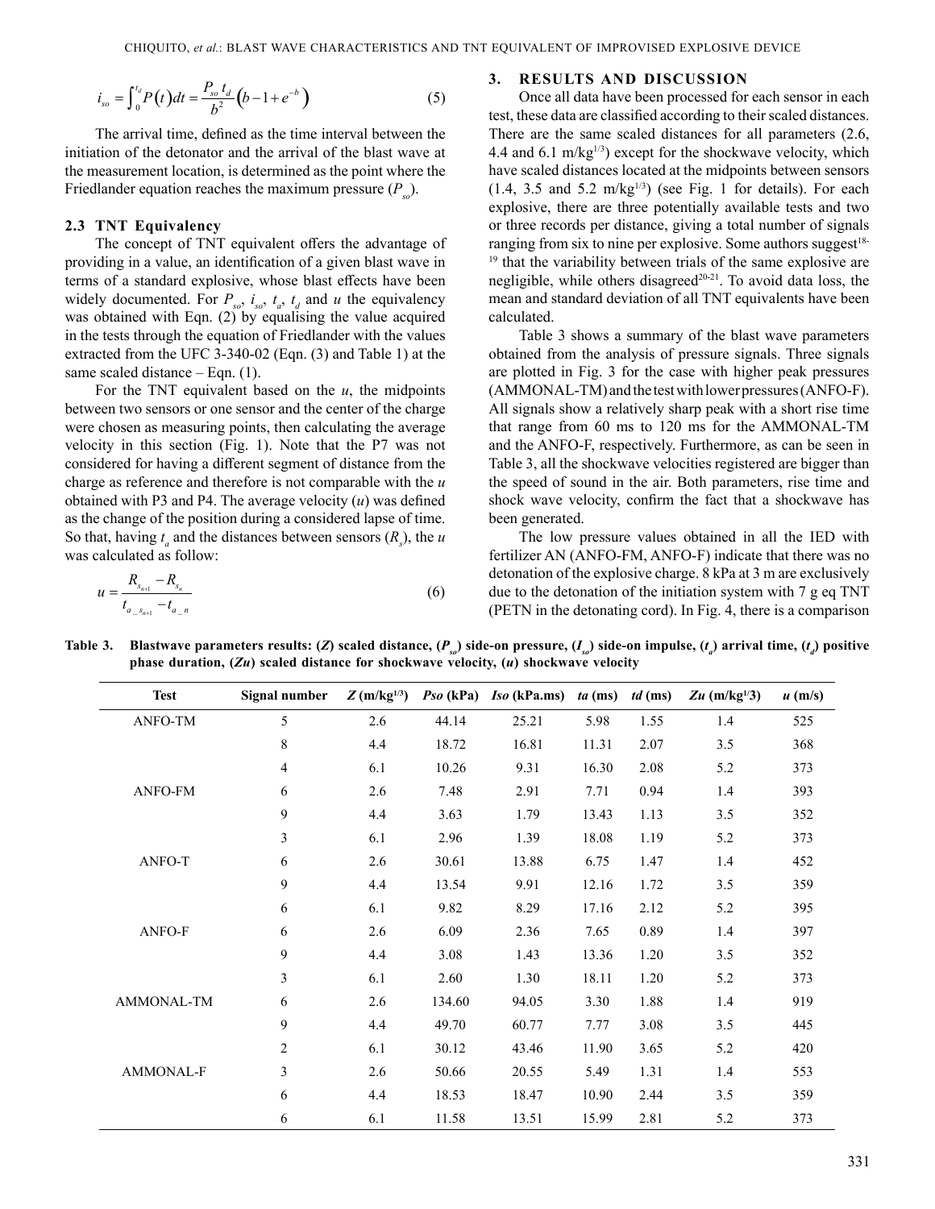$$i_{so} = \int_0^{t_d} P(t)dt = \frac{P_{so} t_d}{b^2}\left(b - 1 + e^{-b}\right) \quad (5)$$

The arrival time, defined as the time interval between the initiation of the detonator and the arrival of the blast wave at the measurement location, is determined as the point where the Friedlander equation reaches the maximum pressure ($P_{so}$).

### 2.3 TNT Equivalency

The concept of TNT equivalent offers the advantage of providing in a value, an identification of a given blast wave in terms of a standard explosive, whose blast effects have been widely documented. For $P_{so}$, $i_{so}$, $t_a$, $t_d$ and $u$ the equivalency was obtained with Eqn. (2) by equalising the value acquired in the tests through the equation of Friedlander with the values extracted from the UFC 3-340-02 (Eqn. (3) and Table 1) at the same scaled distance – Eqn. (1).

For the TNT equivalent based on the $u$, the midpoints between two sensors or one sensor and the center of the charge were chosen as measuring points, then calculating the average velocity in this section (Fig. 1). Note that the P7 was not considered for having a different segment of distance from the charge as reference and therefore is not comparable with the $u$ obtained with P3 and P4. The average velocity ($u$) was defined as the change of the position during a considered lapse of time. So that, having $t_a$ and the distances between sensors ($R_s$), the $u$ was calculated as follow:

$$u = \frac{R_{s_{n+1}} - R_{s_n}}{t_{a\_s_{n+1}} - t_{a\_n}} \quad (6)$$

## 3. RESULTS AND DISCUSSION

Once all data have been processed for each sensor in each test, these data are classified according to their scaled distances. There are the same scaled distances for all parameters (2.6, 4.4 and 6.1 m/kg$^{1/3}$) except for the shockwave velocity, which have scaled distances located at the midpoints between sensors (1.4, 3.5 and 5.2 m/kg$^{1/3}$) (see Fig. 1 for details). For each explosive, there are three potentially available tests and two or three records per distance, giving a total number of signals ranging from six to nine per explosive. Some authors suggest[18-19] that the variability between trials of the same explosive are negligible, while others disagreed[20-21]. To avoid data loss, the mean and standard deviation of all TNT equivalents have been calculated.

Table 3 shows a summary of the blast wave parameters obtained from the analysis of pressure signals. Three signals are plotted in Fig. 3 for the case with higher peak pressures (AMMONAL-TM) and the test with lower pressures (ANFO-F). All signals show a relatively sharp peak with a short rise time that range from 60 ms to 120 ms for the AMMONAL-TM and the ANFO-F, respectively. Furthermore, as can be seen in Table 3, all the shockwave velocities registered are bigger than the speed of sound in the air. Both parameters, rise time and shock wave velocity, confirm the fact that a shockwave has been generated.

The low pressure values obtained in all the IED with fertilizer AN (ANFO-FM, ANFO-F) indicate that there was no detonation of the explosive charge. 8 kPa at 3 m are exclusively due to the detonation of the initiation system with 7 g eq TNT (PETN in the detonating cord). In Fig. 4, there is a comparison

**Table 3. Blastwave parameters results: ($Z$) scaled distance, ($P_{so}$) side-on pressure, ($I_{so}$) side-on impulse, ($t_a$) arrival time, ($t_d$) positive phase duration, ($Zu$) scaled distance for shockwave velocity, ($u$) shockwave velocity**

| Test | Signal number | $Z$ (m/kg$^{1/3}$) | $Pso$ (kPa) | $Iso$ (kPa.ms) | $ta$ (ms) | $td$ (ms) | $Zu$ (m/kg$^{1/3}$) | $u$ (m/s) |
|---|---|---|---|---|---|---|---|---|
| ANFO-TM | 5 | 2.6 | 44.14 | 25.21 | 5.98 | 1.55 | 1.4 | 525 |
| | 8 | 4.4 | 18.72 | 16.81 | 11.31 | 2.07 | 3.5 | 368 |
| | 4 | 6.1 | 10.26 | 9.31 | 16.30 | 2.08 | 5.2 | 373 |
| ANFO-FM | 6 | 2.6 | 7.48 | 2.91 | 7.71 | 0.94 | 1.4 | 393 |
| | 9 | 4.4 | 3.63 | 1.79 | 13.43 | 1.13 | 3.5 | 352 |
| | 3 | 6.1 | 2.96 | 1.39 | 18.08 | 1.19 | 5.2 | 373 |
| ANFO-T | 6 | 2.6 | 30.61 | 13.88 | 6.75 | 1.47 | 1.4 | 452 |
| | 9 | 4.4 | 13.54 | 9.91 | 12.16 | 1.72 | 3.5 | 359 |
| | 6 | 6.1 | 9.82 | 8.29 | 17.16 | 2.12 | 5.2 | 395 |
| ANFO-F | 6 | 2.6 | 6.09 | 2.36 | 7.65 | 0.89 | 1.4 | 397 |
| | 9 | 4.4 | 3.08 | 1.43 | 13.36 | 1.20 | 3.5 | 352 |
| | 3 | 6.1 | 2.60 | 1.30 | 18.11 | 1.20 | 5.2 | 373 |
| AMMONAL-TM | 6 | 2.6 | 134.60 | 94.05 | 3.30 | 1.88 | 1.4 | 919 |
| | 9 | 4.4 | 49.70 | 60.77 | 7.77 | 3.08 | 3.5 | 445 |
| | 2 | 6.1 | 30.12 | 43.46 | 11.90 | 3.65 | 5.2 | 420 |
| AMMONAL-F | 3 | 2.6 | 50.66 | 20.55 | 5.49 | 1.31 | 1.4 | 553 |
| | 6 | 4.4 | 18.53 | 18.47 | 10.90 | 2.44 | 3.5 | 359 |
| | 6 | 6.1 | 11.58 | 13.51 | 15.99 | 2.81 | 5.2 | 373 |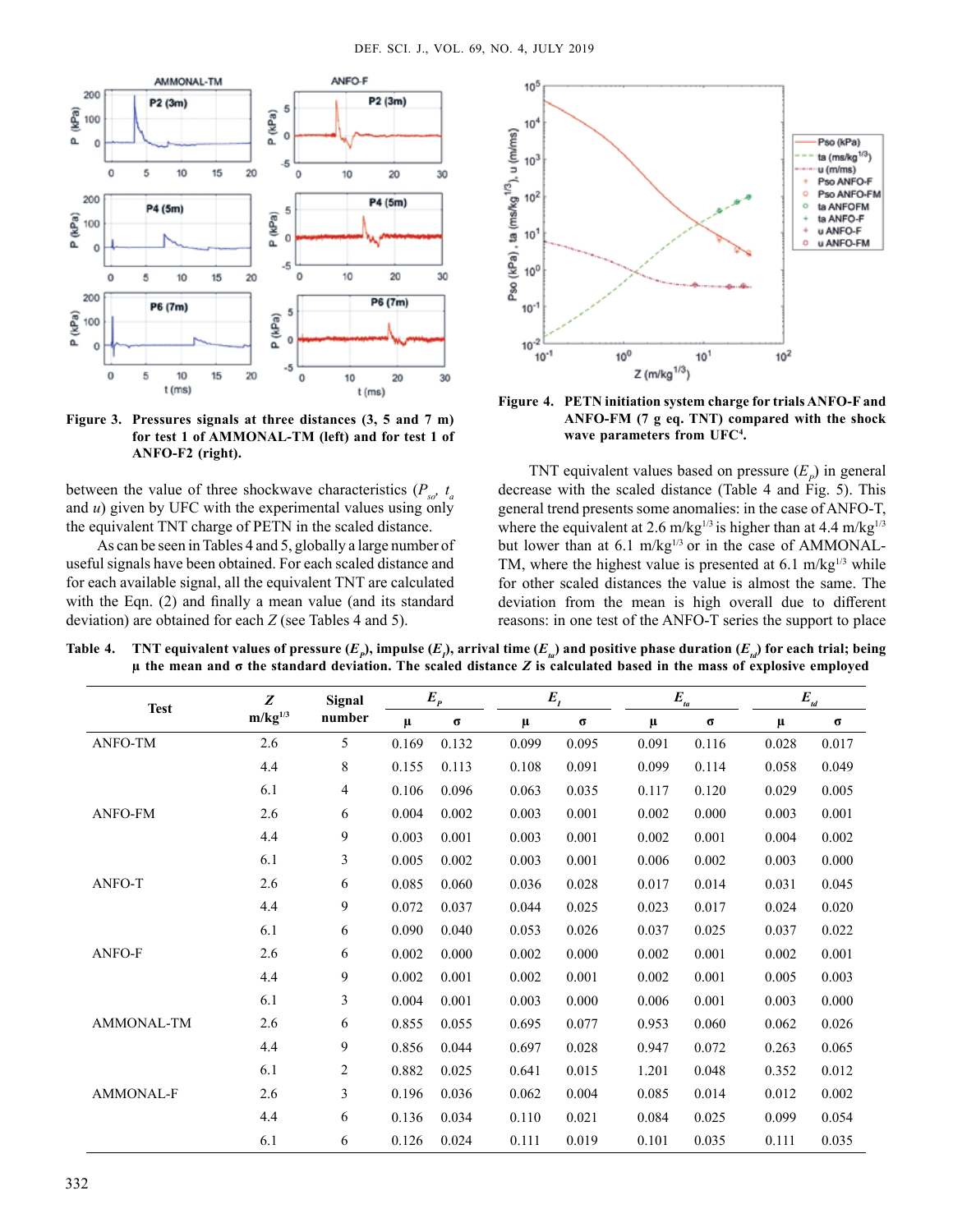Figure 3. Pressures signals at three distances (3, 5 and 7 m) for test 1 of AMMONAL-TM (left) and for test 1 of ANFO-F2 (right).

Figure 4. PETN initiation system charge for trials ANFO-F and ANFO-FM (7 g eq. TNT) compared with the shock wave parameters from UFC[4].

between the value of three shockwave characteristics ($P_{so}$, $t_a$ and $u$) given by UFC with the experimental values using only the equivalent TNT charge of PETN in the scaled distance.

As can be seen in Tables 4 and 5, globally a large number of useful signals have been obtained. For each scaled distance and for each available signal, all the equivalent TNT are calculated with the Eqn. (2) and finally a mean value (and its standard deviation) are obtained for each $Z$ (see Tables 4 and 5).

TNT equivalent values based on pressure ($E_p$) in general decrease with the scaled distance (Table 4 and Fig. 5). This general trend presents some anomalies: in the case of ANFO-T, where the equivalent at 2.6 m/kg$^{1/3}$ is higher than at 4.4 m/kg$^{1/3}$ but lower than at 6.1 m/kg$^{1/3}$ or in the case of AMMONAL-TM, where the highest value is presented at 6.1 m/kg$^{1/3}$ while for other scaled distances the value is almost the same. The deviation from the mean is high overall due to different reasons: in one test of the ANFO-T series the support to place

Table 4. TNT equivalent values of pressure ($E_p$), impulse ($E_I$), arrival time ($E_{ta}$) and positive phase duration ($E_{td}$) for each trial; being μ the mean and σ the standard deviation. The scaled distance $Z$ is calculated based in the mass of explosive employed

| Test | $Z$ m/kg$^{1/3}$ | Signal number | $E_p$ | | $E_I$ | | $E_{ta}$ | | $E_{td}$ | |
|---|---|---|---|---|---|---|---|---|---|---|
| | | | μ | σ | μ | σ | μ | σ | μ | σ |
| ANFO-TM | 2.6 | 5 | 0.169 | 0.132 | 0.099 | 0.095 | 0.091 | 0.116 | 0.028 | 0.017 |
| | 4.4 | 8 | 0.155 | 0.113 | 0.108 | 0.091 | 0.099 | 0.114 | 0.058 | 0.049 |
| | 6.1 | 4 | 0.106 | 0.096 | 0.063 | 0.035 | 0.117 | 0.120 | 0.029 | 0.005 |
| ANFO-FM | 2.6 | 6 | 0.004 | 0.002 | 0.003 | 0.001 | 0.002 | 0.000 | 0.003 | 0.001 |
| | 4.4 | 9 | 0.003 | 0.001 | 0.003 | 0.001 | 0.002 | 0.001 | 0.004 | 0.002 |
| | 6.1 | 3 | 0.005 | 0.002 | 0.003 | 0.001 | 0.006 | 0.002 | 0.003 | 0.000 |
| ANFO-T | 2.6 | 6 | 0.085 | 0.060 | 0.036 | 0.028 | 0.017 | 0.014 | 0.031 | 0.045 |
| | 4.4 | 9 | 0.072 | 0.037 | 0.044 | 0.025 | 0.023 | 0.017 | 0.024 | 0.020 |
| | 6.1 | 6 | 0.090 | 0.040 | 0.053 | 0.026 | 0.037 | 0.025 | 0.037 | 0.022 |
| ANFO-F | 2.6 | 6 | 0.002 | 0.000 | 0.002 | 0.000 | 0.002 | 0.001 | 0.002 | 0.001 |
| | 4.4 | 9 | 0.002 | 0.001 | 0.002 | 0.001 | 0.002 | 0.001 | 0.005 | 0.003 |
| | 6.1 | 3 | 0.004 | 0.001 | 0.003 | 0.000 | 0.006 | 0.001 | 0.003 | 0.000 |
| AMMONAL-TM | 2.6 | 6 | 0.855 | 0.055 | 0.695 | 0.077 | 0.953 | 0.060 | 0.062 | 0.026 |
| | 4.4 | 9 | 0.856 | 0.044 | 0.697 | 0.028 | 0.947 | 0.072 | 0.263 | 0.065 |
| | 6.1 | 2 | 0.882 | 0.025 | 0.641 | 0.015 | 1.201 | 0.048 | 0.352 | 0.012 |
| AMMONAL-F | 2.6 | 3 | 0.196 | 0.036 | 0.062 | 0.004 | 0.085 | 0.014 | 0.012 | 0.002 |
| | 4.4 | 6 | 0.136 | 0.034 | 0.110 | 0.021 | 0.084 | 0.025 | 0.099 | 0.054 |
| | 6.1 | 6 | 0.126 | 0.024 | 0.111 | 0.019 | 0.101 | 0.035 | 0.111 | 0.035 |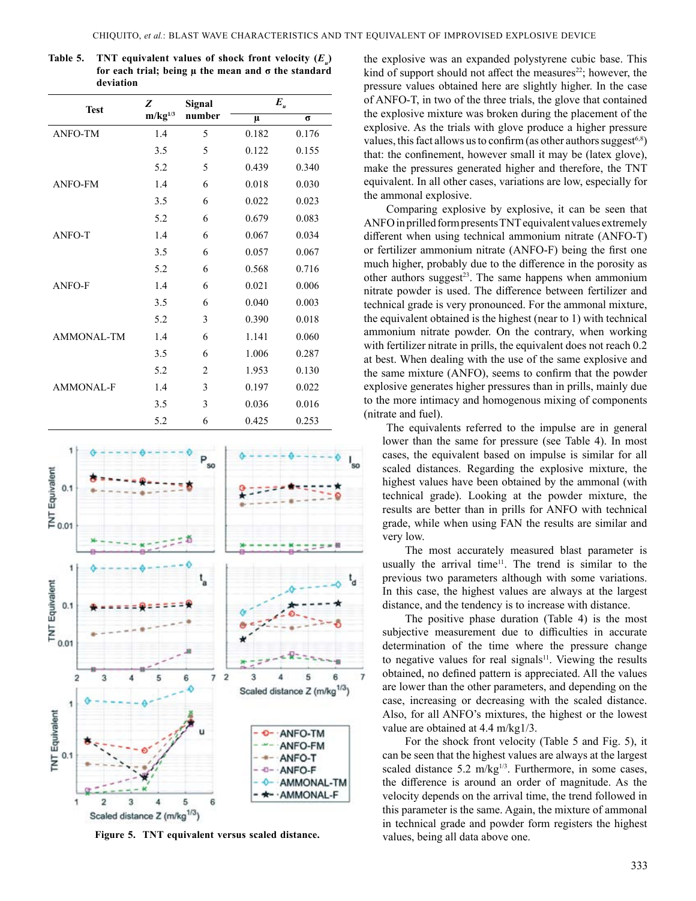**Table 5. TNT equivalent values of shock front velocity ($E_u$) for each trial; being μ the mean and σ the standard deviation**

| Test | Z m/kg$^{1/3}$ | Signal number | $E_u$ | |
|---|---|---|---|---|
| | | | μ | σ |
| ANFO-TM | 1.4 | 5 | 0.182 | 0.176 |
| | 3.5 | 5 | 0.122 | 0.155 |
| | 5.2 | 5 | 0.439 | 0.340 |
| ANFO-FM | 1.4 | 6 | 0.018 | 0.030 |
| | 3.5 | 6 | 0.022 | 0.023 |
| | 5.2 | 6 | 0.679 | 0.083 |
| ANFO-T | 1.4 | 6 | 0.067 | 0.034 |
| | 3.5 | 6 | 0.057 | 0.067 |
| | 5.2 | 6 | 0.568 | 0.716 |
| ANFO-F | 1.4 | 6 | 0.021 | 0.006 |
| | 3.5 | 6 | 0.040 | 0.003 |
| | 5.2 | 3 | 0.390 | 0.018 |
| AMMONAL-TM | 1.4 | 6 | 1.141 | 0.060 |
| | 3.5 | 6 | 1.006 | 0.287 |
| | 5.2 | 2 | 1.953 | 0.130 |
| AMMONAL-F | 1.4 | 3 | 0.197 | 0.022 |
| | 3.5 | 3 | 0.036 | 0.016 |
| | 5.2 | 6 | 0.425 | 0.253 |

Figure 5. TNT equivalent versus scaled distance.

the explosive was an expanded polystyrene cubic base. This kind of support should not affect the measures[22]; however, the pressure values obtained here are slightly higher. In the case of ANFO-T, in two of the three trials, the glove that contained the explosive mixture was broken during the placement of the explosive. As the trials with glove produce a higher pressure values, this fact allows us to confirm (as other authors suggest[6,8]) that: the confinement, however small it may be (latex glove), make the pressures generated higher and therefore, the TNT equivalent. In all other cases, variations are low, especially for the ammonal explosive.

Comparing explosive by explosive, it can be seen that ANFO in prilled form presents TNT equivalent values extremely different when using technical ammonium nitrate (ANFO-T) or fertilizer ammonium nitrate (ANFO-F) being the first one much higher, probably due to the difference in the porosity as other authors suggest[23]. The same happens when ammonium nitrate powder is used. The difference between fertilizer and technical grade is very pronounced. For the ammonal mixture, the equivalent obtained is the highest (near to 1) with technical ammonium nitrate powder. On the contrary, when working with fertilizer nitrate in prills, the equivalent does not reach 0.2 at best. When dealing with the use of the same explosive and the same mixture (ANFO), seems to confirm that the powder explosive generates higher pressures than in prills, mainly due to the more intimacy and homogenous mixing of components (nitrate and fuel).

The equivalents referred to the impulse are in general lower than the same for pressure (see Table 4). In most cases, the equivalent based on impulse is similar for all scaled distances. Regarding the explosive mixture, the highest values have been obtained by the ammonal (with technical grade). Looking at the powder mixture, the results are better than in prills for ANFO with technical grade, while when using FAN the results are similar and very low.

The most accurately measured blast parameter is usually the arrival time[11]. The trend is similar to the previous two parameters although with some variations. In this case, the highest values are always at the largest distance, and the tendency is to increase with distance.

The positive phase duration (Table 4) is the most subjective measurement due to difficulties in accurate determination of the time where the pressure change to negative values for real signals[11]. Viewing the results obtained, no defined pattern is appreciated. All the values are lower than the other parameters, and depending on the case, increasing or decreasing with the scaled distance. Also, for all ANFO's mixtures, the highest or the lowest value are obtained at 4.4 m/kg1/3.

For the shock front velocity (Table 5 and Fig. 5), it can be seen that the highest values are always at the largest scaled distance 5.2 m/kg$^{1/3}$. Furthermore, in some cases, the difference is around an order of magnitude. As the velocity depends on the arrival time, the trend followed in this parameter is the same. Again, the mixture of ammonal in technical grade and powder form registers the highest values, being all data above one.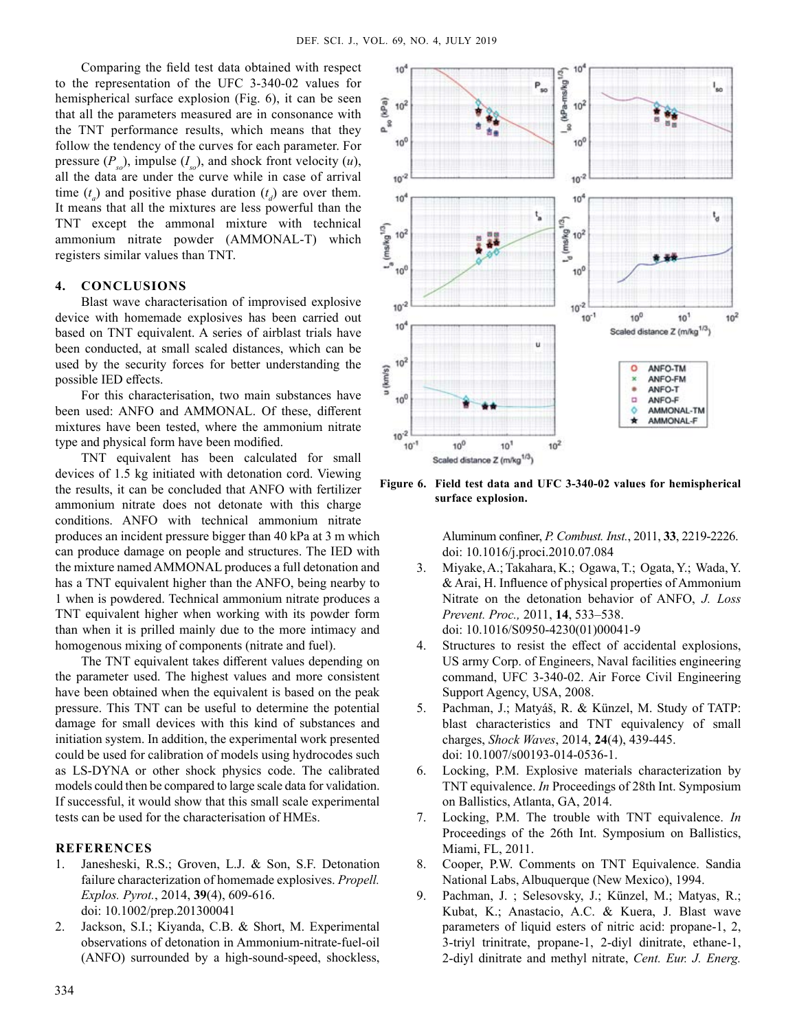Comparing the field test data obtained with respect to the representation of the UFC 3-340-02 values for hemispherical surface explosion (Fig. 6), it can be seen that all the parameters measured are in consonance with the TNT performance results, which means that they follow the tendency of the curves for each parameter. For pressure ($P_{so}$), impulse ($I_{so}$), and shock front velocity ($u$), all the data are under the curve while in case of arrival time ($t_a$) and positive phase duration ($t_d$) are over them. It means that all the mixtures are less powerful than the TNT except the ammonal mixture with technical ammonium nitrate powder (AMMONAL-T) which registers similar values than TNT.

Figure 6. Field test data and UFC 3-340-02 values for hemispherical surface explosion.

## 4. CONCLUSIONS

Blast wave characterisation of improvised explosive device with homemade explosives has been carried out based on TNT equivalent. A series of airblast trials have been conducted, at small scaled distances, which can be used by the security forces for better understanding the possible IED effects.

For this characterisation, two main substances have been used: ANFO and AMMONAL. Of these, different mixtures have been tested, where the ammonium nitrate type and physical form have been modified.

TNT equivalent has been calculated for small devices of 1.5 kg initiated with detonation cord. Viewing the results, it can be concluded that ANFO with fertilizer ammonium nitrate does not detonate with this charge conditions. ANFO with technical ammonium nitrate produces an incident pressure bigger than 40 kPa at 3 m which can produce damage on people and structures. The IED with the mixture named AMMONAL produces a full detonation and has a TNT equivalent higher than the ANFO, being nearby to 1 when is powdered. Technical ammonium nitrate produces a TNT equivalent higher when working with its powder form than when it is prilled mainly due to the more intimacy and homogenous mixing of components (nitrate and fuel).

The TNT equivalent takes different values depending on the parameter used. The highest values and more consistent have been obtained when the equivalent is based on the peak pressure. This TNT can be useful to determine the potential damage for small devices with this kind of substances and initiation system. In addition, the experimental work presented could be used for calibration of models using hydrocodes such as LS-DYNA or other shock physics code. The calibrated models could then be compared to large scale data for validation. If successful, it would show that this small scale experimental tests can be used for the characterisation of HMEs.

## REFERENCES

1. Janesheski, R.S.; Groven, L.J. & Son, S.F. Detonation failure characterization of homemade explosives. *Propell. Explos. Pyrot.*, 2014, **39**(4), 609-616. doi: 10.1002/prep.201300041
2. Jackson, S.I.; Kiyanda, C.B. & Short, M. Experimental observations of detonation in Ammonium-nitrate-fuel-oil (ANFO) surrounded by a high-sound-speed, shockless, Aluminum confiner, *P. Combust. Inst.*, 2011, **33**, 2219-2226. doi: 10.1016/j.proci.2010.07.084
3. Miyake, A.; Takahara, K.; Ogawa, T.; Ogata, Y.; Wada, Y. & Arai, H. Influence of physical properties of Ammonium Nitrate on the detonation behavior of ANFO, *J. Loss Prevent. Proc.,* 2011, **14**, 533–538. doi: 10.1016/S0950-4230(01)00041-9
4. Structures to resist the effect of accidental explosions, US army Corp. of Engineers, Naval facilities engineering command, UFC 3-340-02. Air Force Civil Engineering Support Agency, USA, 2008.
5. Pachman, J.; Matyáš, R. & Künzel, M. Study of TATP: blast characteristics and TNT equivalency of small charges, *Shock Waves*, 2014, **24**(4), 439-445. doi: 10.1007/s00193-014-0536-1.
6. Locking, P.M. Explosive materials characterization by TNT equivalence. *In* Proceedings of 28th Int. Symposium on Ballistics, Atlanta, GA, 2014.
7. Locking, P.M. The trouble with TNT equivalence. *In* Proceedings of the 26th Int. Symposium on Ballistics, Miami, FL, 2011.
8. Cooper, P.W. Comments on TNT Equivalence. Sandia National Labs, Albuquerque (New Mexico), 1994.
9. Pachman, J. ; Selesovsky, J.; Künzel, M.; Matyas, R.; Kubat, K.; Anastacio, A.C. & Kuera, J. Blast wave parameters of liquid esters of nitric acid: propane-1, 2, 3-triyl trinitrate, propane-1, 2-diyl dinitrate, ethane-1, 2-diyl dinitrate and methyl nitrate, *Cent. Eur. J. Energ.*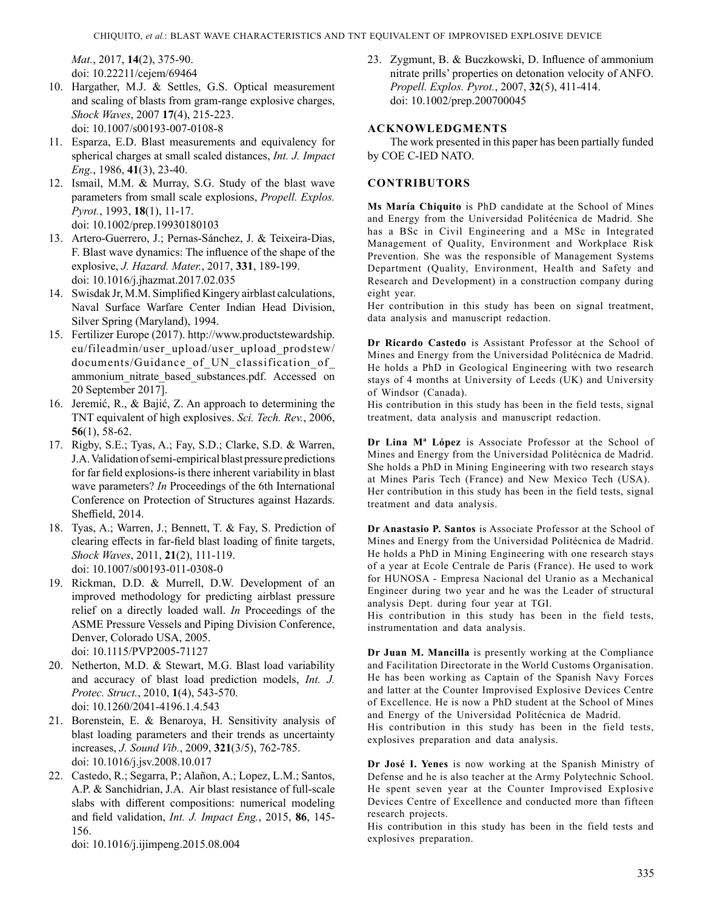*Mat.*, 2017, **14**(2), 375-90.
doi: 10.22211/cejem/69464

10. Hargather, M.J. & Settles, G.S. Optical measurement and scaling of blasts from gram-range explosive charges, *Shock Waves*, 2007 **17**(4), 215-223.
doi: 10.1007/s00193-007-0108-8
11. Esparza, E.D. Blast measurements and equivalency for spherical charges at small scaled distances, *Int. J. Impact Eng.*, 1986, **41**(3), 23-40.
12. Ismail, M.M. & Murray, S.G. Study of the blast wave parameters from small scale explosions, *Propell. Explos. Pyrot.*, 1993, **18**(1), 11-17.
doi: 10.1002/prep.19930180103
13. Artero-Guerrero, J.; Pernas-Sánchez, J. & Teixeira-Dias, F. Blast wave dynamics: The influence of the shape of the explosive, *J. Hazard. Mater.*, 2017, **331**, 189-199.
doi: 10.1016/j.jhazmat.2017.02.035
14. Swisdak Jr, M.M. Simplified Kingery airblast calculations, Naval Surface Warfare Center Indian Head Division, Silver Spring (Maryland), 1994.
15. Fertilizer Europe (2017). http://www.productstewardship.eu/fileadmin/user_upload/user_upload_prodstew/documents/Guidance_of_UN_classification_of_ammonium_nitrate_based_substances.pdf. Accessed on 20 September 2017].
16. Jeremić, R., & Bajić, Z. An approach to determining the TNT equivalent of high explosives. *Sci. Tech. Rev.*, 2006, **56**(1), 58-62.
17. Rigby, S.E.; Tyas, A.; Fay, S.D.; Clarke, S.D. & Warren, J.A. Validation of semi-empirical blast pressure predictions for far field explosions-is there inherent variability in blast wave parameters? *In* Proceedings of the 6th International Conference on Protection of Structures against Hazards. Sheffield, 2014.
18. Tyas, A.; Warren, J.; Bennett, T. & Fay, S. Prediction of clearing effects in far-field blast loading of finite targets, *Shock Waves*, 2011, **21**(2), 111-119.
doi: 10.1007/s00193-011-0308-0
19. Rickman, D.D. & Murrell, D.W. Development of an improved methodology for predicting airblast pressure relief on a directly loaded wall. *In* Proceedings of the ASME Pressure Vessels and Piping Division Conference, Denver, Colorado USA, 2005.
doi: 10.1115/PVP2005-71127
20. Netherton, M.D. & Stewart, M.G. Blast load variability and accuracy of blast load prediction models, *Int. J. Protec. Struct.*, 2010, **1**(4), 543-570.
doi: 10.1260/2041-4196.1.4.543
21. Borenstein, E. & Benaroya, H. Sensitivity analysis of blast loading parameters and their trends as uncertainty increases, *J. Sound Vib.*, 2009, **321**(3/5), 762-785.
doi: 10.1016/j.jsv.2008.10.017
22. Castedo, R.; Segarra, P.; Alañon, A.; Lopez, L.M.; Santos, A.P. & Sanchidrian, J.A. Air blast resistance of full-scale slabs with different compositions: numerical modeling and field validation, *Int. J. Impact Eng.*, 2015, **86**, 145-156.
doi: 10.1016/j.ijimpeng.2015.08.004
23. Zygmunt, B. & Buczkowski, D. Influence of ammonium nitrate prills' properties on detonation velocity of ANFO. *Propell. Explos. Pyrot.*, 2007, **32**(5), 411-414.
doi: 10.1002/prep.200700045

## ACKNOWLEDGMENTS

The work presented in this paper has been partially funded by COE C-IED NATO.

## CONTRIBUTORS

**Ms María Chiquito** is PhD candidate at the School of Mines and Energy from the Universidad Politécnica de Madrid. She has a BSc in Civil Engineering and a MSc in Integrated Management of Quality, Environment and Workplace Risk Prevention. She was the responsible of Management Systems Department (Quality, Environment, Health and Safety and Research and Development) in a construction company during eight year.
Her contribution in this study has been on signal treatment, data analysis and manuscript redaction.

**Dr Ricardo Castedo** is Assistant Professor at the School of Mines and Energy from the Universidad Politécnica de Madrid. He holds a PhD in Geological Engineering with two research stays of 4 months at University of Leeds (UK) and University of Windsor (Canada).
His contribution in this study has been in the field tests, signal treatment, data analysis and manuscript redaction.

**Dr Lina Mª López** is Associate Professor at the School of Mines and Energy from the Universidad Politécnica de Madrid. She holds a PhD in Mining Engineering with two research stays at Mines Paris Tech (France) and New Mexico Tech (USA).
Her contribution in this study has been in the field tests, signal treatment and data analysis.

**Dr Anastasio P. Santos** is Associate Professor at the School of Mines and Energy from the Universidad Politécnica de Madrid. He holds a PhD in Mining Engineering with one research stays of a year at Ecole Centrale de Paris (France). He used to work for HUNOSA - Empresa Nacional del Uranio as a Mechanical Engineer during two year and he was the Leader of structural analysis Dept. during four year at TGI.
His contribution in this study has been in the field tests, instrumentation and data analysis.

**Dr Juan M. Mancilla** is presently working at the Compliance and Facilitation Directorate in the World Customs Organisation. He has been working as Captain of the Spanish Navy Forces and latter at the Counter Improvised Explosive Devices Centre of Excellence. He is now a PhD student at the School of Mines and Energy of the Universidad Politécnica de Madrid.
His contribution in this study has been in the field tests, explosives preparation and data analysis.

**Dr José I. Yenes** is now working at the Spanish Ministry of Defense and he is also teacher at the Army Polytechnic School. He spent seven year at the Counter Improvised Explosive Devices Centre of Excellence and conducted more than fifteen research projects.
His contribution in this study has been in the field tests and explosives preparation.